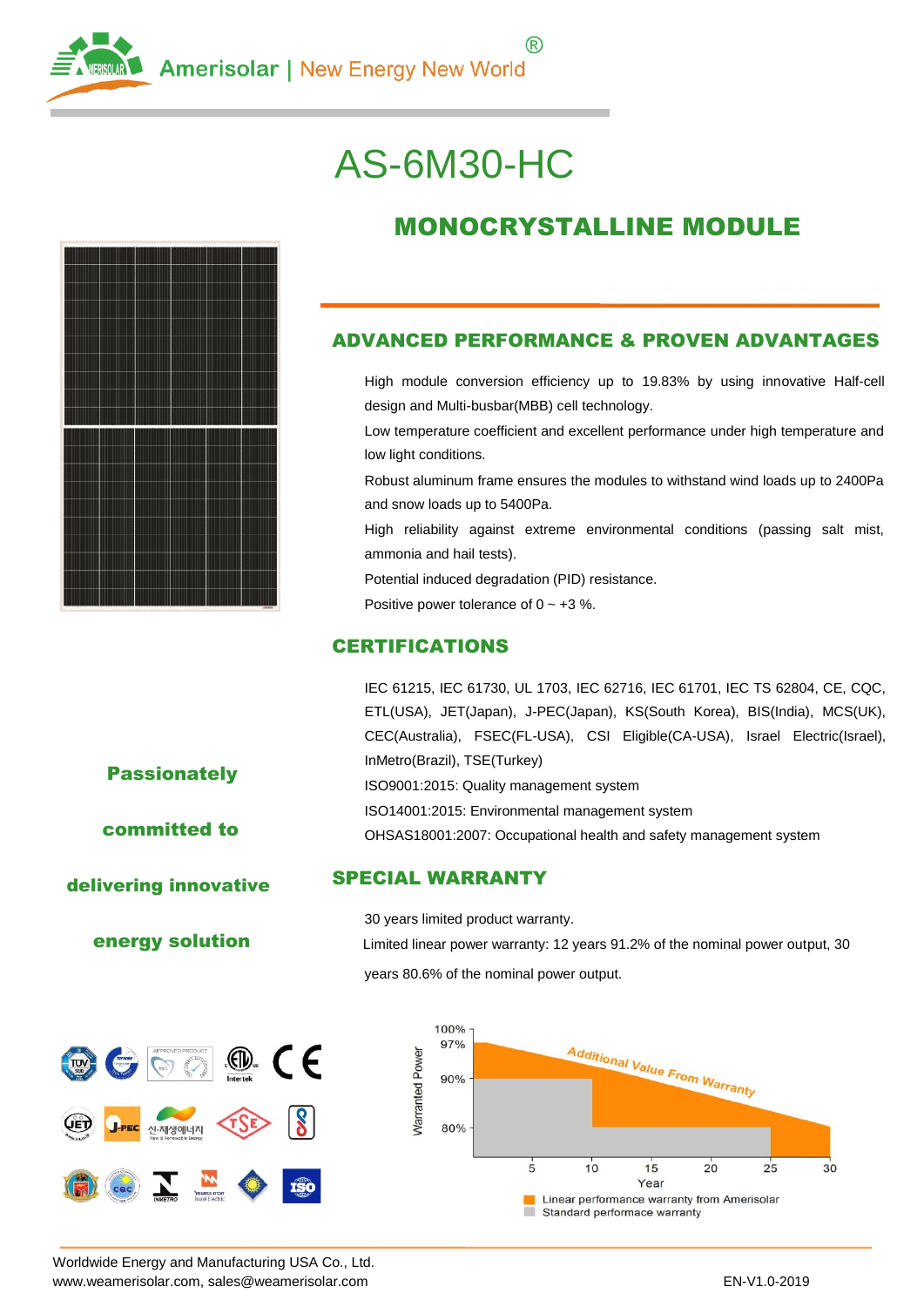Amerisolar | New Energy New World®

# AS-6M30-HC

## MONOCRYSTALLINE MODULE

### ADVANCED PERFORMANCE & PROVEN ADVANTAGES

High module conversion efficiency up to 19.83% by using innovative Half-cell design and Multi-busbar(MBB) cell technology.

Low temperature coefficient and excellent performance under high temperature and low light conditions.

Robust aluminum frame ensures the modules to withstand wind loads up to 2400Pa and snow loads up to 5400Pa.

High reliability against extreme environmental conditions (passing salt mist, ammonia and hail tests).

Potential induced degradation (PID) resistance.

Positive power tolerance of 0 ~ +3 %.

### CERTIFICATIONS

IEC 61215, IEC 61730, UL 1703, IEC 62716, IEC 61701, IEC TS 62804, CE, CQC, ETL(USA), JET(Japan), J-PEC(Japan), KS(South Korea), BIS(India), MCS(UK), CEC(Australia), FSEC(FL-USA), CSI Eligible(CA-USA), Israel Electric(Israel), InMetro(Brazil), TSE(Turkey)

ISO9001:2015: Quality management system

ISO14001:2015: Environmental management system

OHSAS18001:2007: Occupational health and safety management system

**Passionately committed to delivering innovative energy solution**

### SPECIAL WARRANTY

30 years limited product warranty.

Limited linear power warranty: 12 years 91.2% of the nominal power output, 30 years 80.6% of the nominal power output.

Additional Value From Warranty

Warranted Power: 100%, 97%, 90%, 80%

Year: 5, 10, 15, 20, 25, 30

- Linear performance warranty from Amerisolar
- Standard performace warranty

Worldwide Energy and Manufacturing USA Co., Ltd.
www.weamerisolar.com, sales@weamerisolar.com

EN-V1.0-2019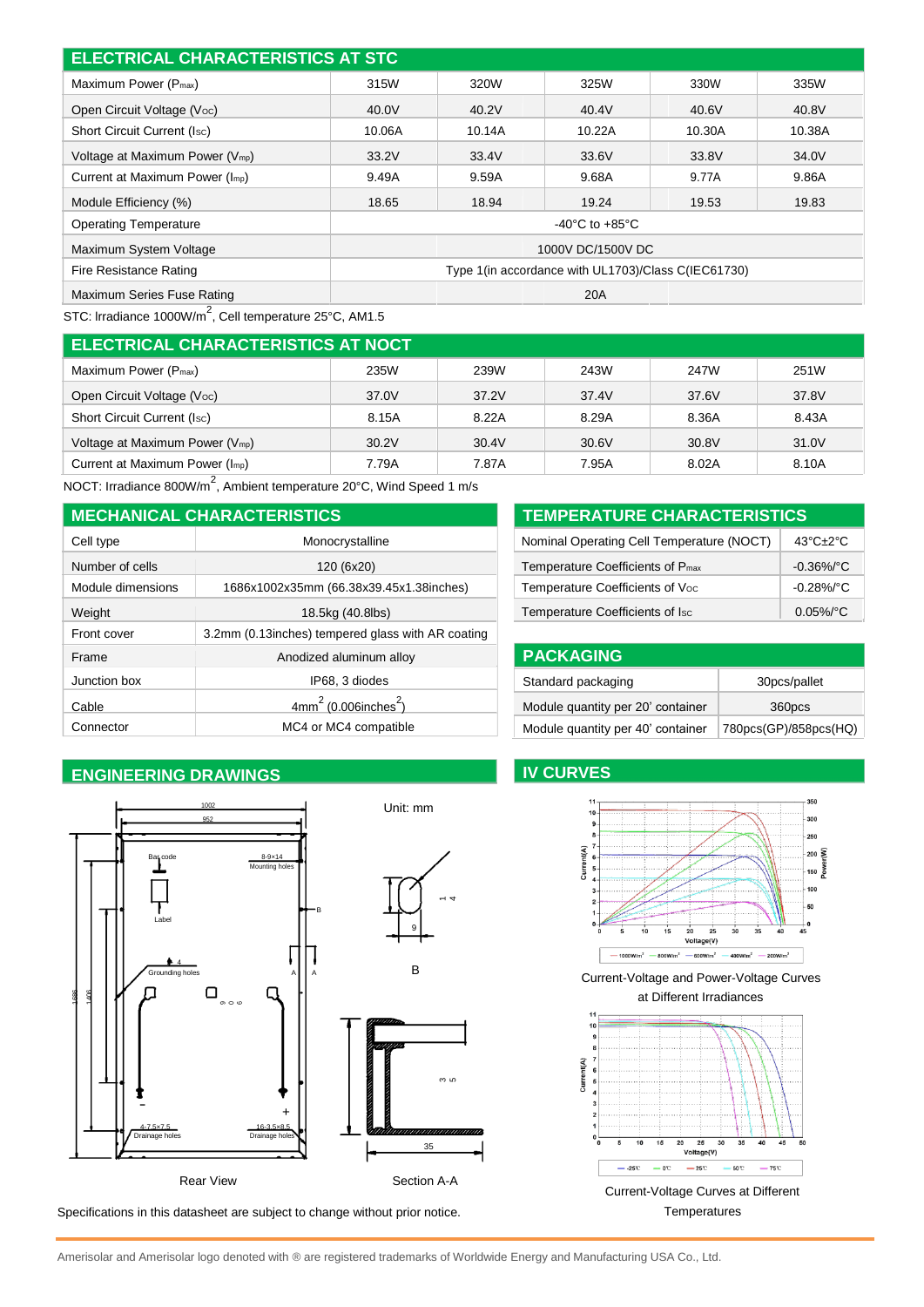## ELECTRICAL CHARACTERISTICS AT STC

| | | | | | |
|---|---|---|---|---|---|
| Maximum Power ($P_{max}$) | 315W | 320W | 325W | 330W | 335W |
| Open Circuit Voltage ($V_{OC}$) | 40.0V | 40.2V | 40.4V | 40.6V | 40.8V |
| Short Circuit Current ($I_{SC}$) | 10.06A | 10.14A | 10.22A | 10.30A | 10.38A |
| Voltage at Maximum Power ($V_{mp}$) | 33.2V | 33.4V | 33.6V | 33.8V | 34.0V |
| Current at Maximum Power ($I_{mp}$) | 9.49A | 9.59A | 9.68A | 9.77A | 9.86A |
| Module Efficiency (%) | 18.65 | 18.94 | 19.24 | 19.53 | 19.83 |
| Operating Temperature | -40°C to +85°C | | | | |
| Maximum System Voltage | 1000V DC/1500V DC | | | | |
| Fire Resistance Rating | Type 1(in accordance with UL1703)/Class C(IEC61730) | | | | |
| Maximum Series Fuse Rating | 20A | | | | |

STC: Irradiance 1000W/m$^2$, Cell temperature 25°C, AM1.5

## ELECTRICAL CHARACTERISTICS AT NOCT

| | | | | | |
|---|---|---|---|---|---|
| Maximum Power ($P_{max}$) | 235W | 239W | 243W | 247W | 251W |
| Open Circuit Voltage ($V_{OC}$) | 37.0V | 37.2V | 37.4V | 37.6V | 37.8V |
| Short Circuit Current ($I_{SC}$) | 8.15A | 8.22A | 8.29A | 8.36A | 8.43A |
| Voltage at Maximum Power ($V_{mp}$) | 30.2V | 30.4V | 30.6V | 30.8V | 31.0V |
| Current at Maximum Power ($I_{mp}$) | 7.79A | 7.87A | 7.95A | 8.02A | 8.10A |

NOCT: Irradiance 800W/m$^2$, Ambient temperature 20°C, Wind Speed 1 m/s

## MECHANICAL CHARACTERISTICS

| | |
|---|---|
| Cell type | Monocrystalline |
| Number of cells | 120 (6x20) |
| Module dimensions | 1686x1002x35mm (66.38x39.45x1.38inches) |
| Weight | 18.5kg (40.8lbs) |
| Front cover | 3.2mm (0.13inches) tempered glass with AR coating |
| Frame | Anodized aluminum alloy |
| Junction box | IP68, 3 diodes |
| Cable | 4mm$^2$ (0.006inches$^2$) |
| Connector | MC4 or MC4 compatible |

## TEMPERATURE CHARACTERISTICS

| | |
|---|---|
| Nominal Operating Cell Temperature (NOCT) | 43°C±2°C |
| Temperature Coefficients of $P_{max}$ | -0.36%/°C |
| Temperature Coefficients of $V_{OC}$ | -0.28%/°C |
| Temperature Coefficients of $I_{SC}$ | 0.05%/°C |

## PACKAGING

| | |
|---|---|
| Standard packaging | 30pcs/pallet |
| Module quantity per 20' container | 360pcs |
| Module quantity per 40' container | 780pcs(GP)/858pcs(HQ) |

## ENGINEERING DRAWINGS

Unit: mm

1002
952
Bar code
8-9×14
Mounting holes
Label
4
Grounding holes
1686
1406
A
B
4-7.5×7.5
Drainage holes
16-3.5×8.5
Drainage holes
9
14
35
35

Rear View

B

Section A-A

Specifications in this datasheet are subject to change without prior notice.

## IV CURVES

Current(A)
Power(W)
Voltage(V)
1000W/m² 800W/m² 600W/m² 400W/m² 200W/m²

Current-Voltage and Power-Voltage Curves at Different Irradiances

Current(A)
Voltage(V)
-25℃ 0℃ 25℃ 50℃ 75℃

Current-Voltage Curves at Different Temperatures

Amerisolar and Amerisolar logo denoted with ® are registered trademarks of Worldwide Energy and Manufacturing USA Co., Ltd.